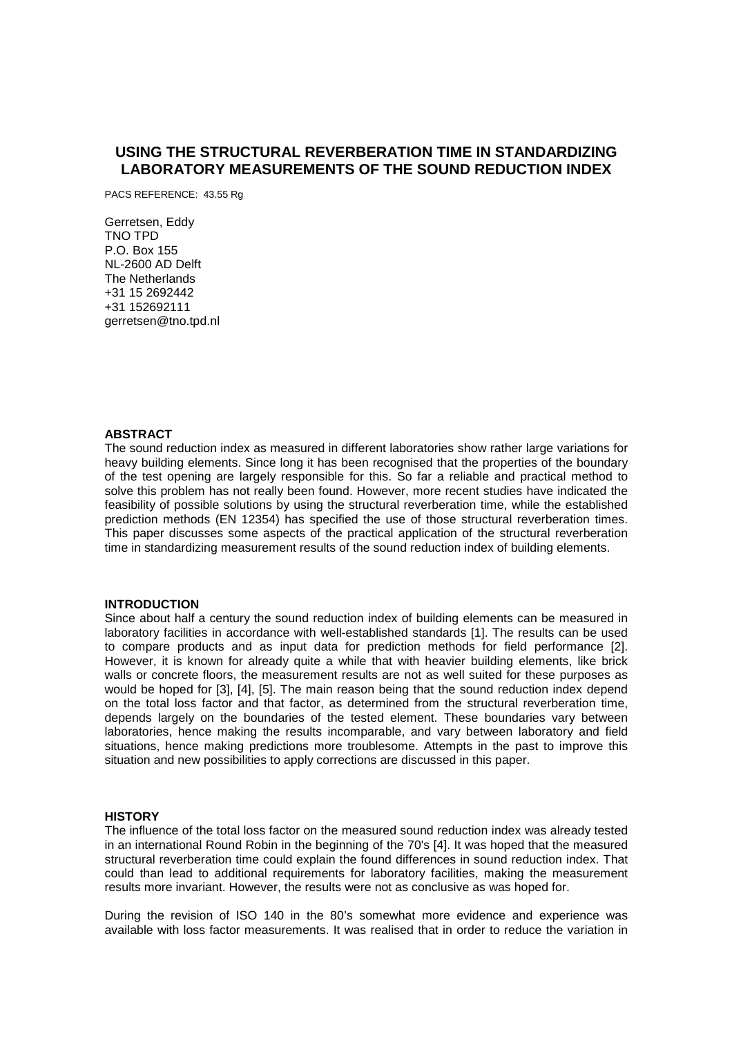# USING THE STRUCTURAL REVERBERATION TIME IN STANDARDIZING LABORATORY MEASUREMENTS OF THE SOUND REDUCTION INDEX

PACS REFERENCE: 43.55 Rg

Gerretsen, Eddy
TNO TPD
P.O. Box 155
NL-2600 AD Delft
The Netherlands
+31 15 2692442
+31 152692111
gerretsen@tno.tpd.nl

## ABSTRACT

The sound reduction index as measured in different laboratories show rather large variations for heavy building elements. Since long it has been recognised that the properties of the boundary of the test opening are largely responsible for this. So far a reliable and practical method to solve this problem has not really been found. However, more recent studies have indicated the feasibility of possible solutions by using the structural reverberation time, while the established prediction methods (EN 12354) has specified the use of those structural reverberation times. This paper discusses some aspects of the practical application of the structural reverberation time in standardizing measurement results of the sound reduction index of building elements.

## INTRODUCTION

Since about half a century the sound reduction index of building elements can be measured in laboratory facilities in accordance with well-established standards [1]. The results can be used to compare products and as input data for prediction methods for field performance [2]. However, it is known for already quite a while that with heavier building elements, like brick walls or concrete floors, the measurement results are not as well suited for these purposes as would be hoped for [3], [4], [5]. The main reason being that the sound reduction index depend on the total loss factor and that factor, as determined from the structural reverberation time, depends largely on the boundaries of the tested element. These boundaries vary between laboratories, hence making the results incomparable, and vary between laboratory and field situations, hence making predictions more troublesome. Attempts in the past to improve this situation and new possibilities to apply corrections are discussed in this paper.

## HISTORY

The influence of the total loss factor on the measured sound reduction index was already tested in an international Round Robin in the beginning of the 70's [4]. It was hoped that the measured structural reverberation time could explain the found differences in sound reduction index. That could than lead to additional requirements for laboratory facilities, making the measurement results more invariant. However, the results were not as conclusive as was hoped for.

During the revision of ISO 140 in the 80's somewhat more evidence and experience was available with loss factor measurements. It was realised that in order to reduce the variation in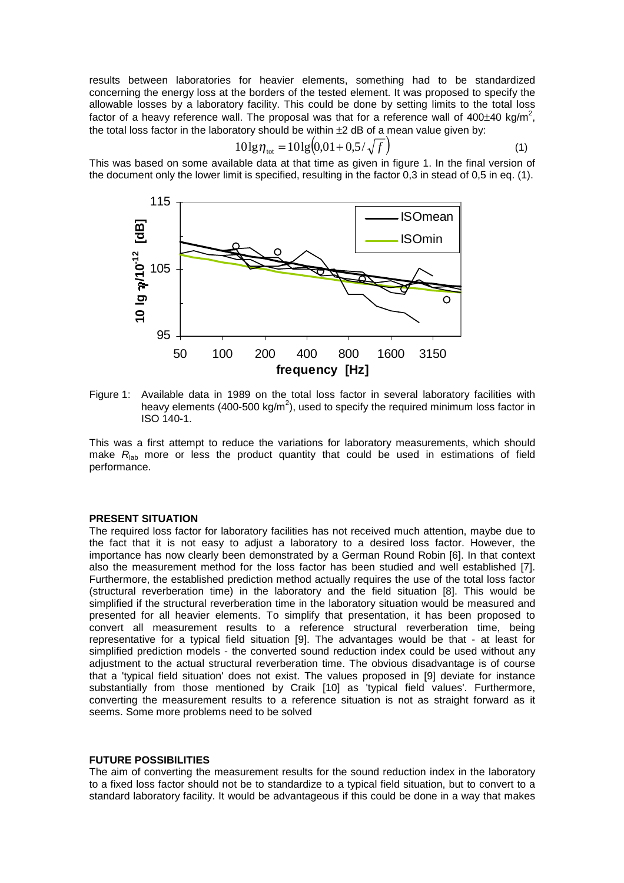results between laboratories for heavier elements, something had to be standardized concerning the energy loss at the borders of the tested element. It was proposed to specify the allowable losses by a laboratory facility. This could be done by setting limits to the total loss factor of a heavy reference wall. The proposal was that for a reference wall of 400±40 kg/m$^2$, the total loss factor in the laboratory should be within ±2 dB of a mean value given by:

$$10\lg\eta_{\text{tot}} = 10\lg\left(0{,}01 + 0{,}5/\sqrt{f}\right) \tag{1}$$

This was based on some available data at that time as given in figure 1. In the final version of the document only the lower limit is specified, resulting in the factor 0,3 in stead of 0,5 in eq. (1).

115
105
95
10 lg η/10$^{-12}$ [dB]
50
100
200
400
800
1600
3150
frequency [Hz]
ISOmean
ISOmin

Figure 1: Available data in 1989 on the total loss factor in several laboratory facilities with heavy elements (400-500 kg/m$^2$), used to specify the required minimum loss factor in ISO 140-1.

This was a first attempt to reduce the variations for laboratory measurements, which should make $R_{\text{lab}}$ more or less the product quantity that could be used in estimations of field performance.

## PRESENT SITUATION

The required loss factor for laboratory facilities has not received much attention, maybe due to the fact that it is not easy to adjust a laboratory to a desired loss factor. However, the importance has now clearly been demonstrated by a German Round Robin [6]. In that context also the measurement method for the loss factor has been studied and well established [7]. Furthermore, the established prediction method actually requires the use of the total loss factor (structural reverberation time) in the laboratory and the field situation [8]. This would be simplified if the structural reverberation time in the laboratory situation would be measured and presented for all heavier elements. To simplify that presentation, it has been proposed to convert all measurement results to a reference structural reverberation time, being representative for a typical field situation [9]. The advantages would be that - at least for simplified prediction models - the converted sound reduction index could be used without any adjustment to the actual structural reverberation time. The obvious disadvantage is of course that a 'typical field situation' does not exist. The values proposed in [9] deviate for instance substantially from those mentioned by Craik [10] as 'typical field values'. Furthermore, converting the measurement results to a reference situation is not as straight forward as it seems. Some more problems need to be solved

## FUTURE POSSIBILITIES

The aim of converting the measurement results for the sound reduction index in the laboratory to a fixed loss factor should not be to standardize to a typical field situation, but to convert to a standard laboratory facility. It would be advantageous if this could be done in a way that makes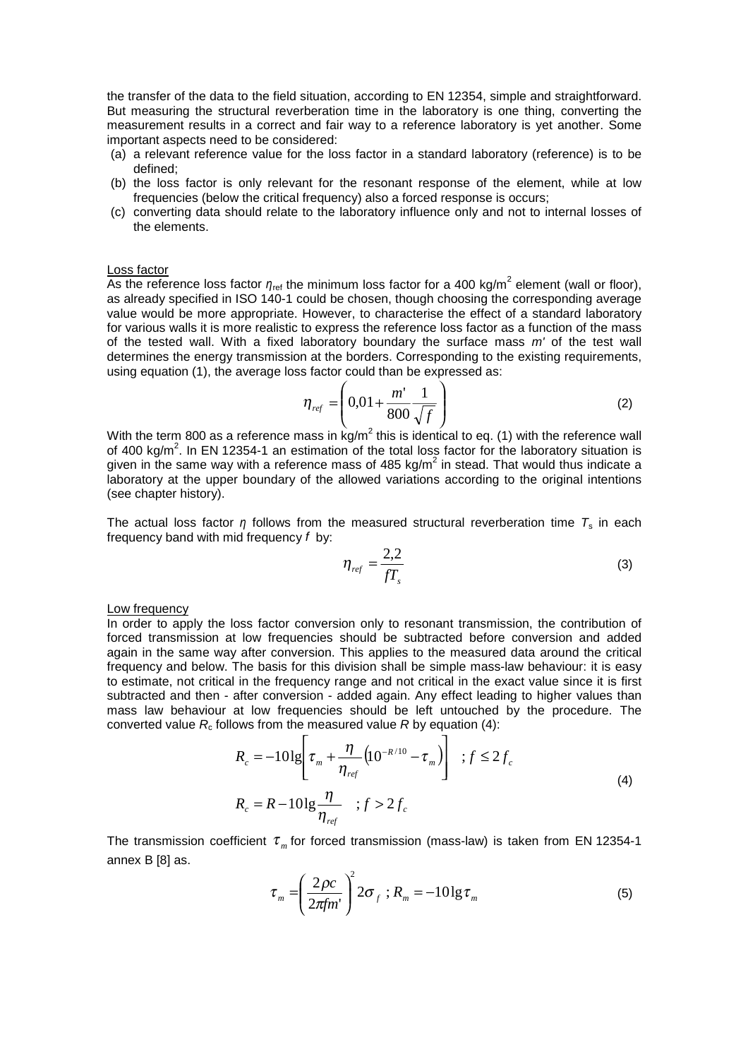the transfer of the data to the field situation, according to EN 12354, simple and straightforward. But measuring the structural reverberation time in the laboratory is one thing, converting the measurement results in a correct and fair way to a reference laboratory is yet another. Some important aspects need to be considered:

(a) a relevant reference value for the loss factor in a standard laboratory (reference) is to be defined;
(b) the loss factor is only relevant for the resonant response of the element, while at low frequencies (below the critical frequency) also a forced response is occurs;
(c) converting data should relate to the laboratory influence only and not to internal losses of the elements.

Loss factor

As the reference loss factor $\eta_{ref}$ the minimum loss factor for a 400 kg/m$^2$ element (wall or floor), as already specified in ISO 140-1 could be chosen, though choosing the corresponding average value would be more appropriate. However, to characterise the effect of a standard laboratory for various walls it is more realistic to express the reference loss factor as a function of the mass of the tested wall. With a fixed laboratory boundary the surface mass *m'* of the test wall determines the energy transmission at the borders. Corresponding to the existing requirements, using equation (1), the average loss factor could than be expressed as:

$$\eta_{ref} = \left( 0{,}01 + \frac{m'}{800} \frac{1}{\sqrt{f}} \right) \tag{2}$$

With the term 800 as a reference mass in kg/m$^2$ this is identical to eq. (1) with the reference wall of 400 kg/m$^2$. In EN 12354-1 an estimation of the total loss factor for the laboratory situation is given in the same way with a reference mass of 485 kg/m$^2$ in stead. That would thus indicate a laboratory at the upper boundary of the allowed variations according to the original intentions (see chapter history).

The actual loss factor $\eta$ follows from the measured structural reverberation time $T_s$ in each frequency band with mid frequency $f$ by:

$$\eta_{ref} = \frac{2{,}2}{f T_s} \tag{3}$$

Low frequency

In order to apply the loss factor conversion only to resonant transmission, the contribution of forced transmission at low frequencies should be subtracted before conversion and added again in the same way after conversion. This applies to the measured data around the critical frequency and below. The basis for this division shall be simple mass-law behaviour: it is easy to estimate, not critical in the frequency range and not critical in the exact value since it is first subtracted and then - after conversion - added again. Any effect leading to higher values than mass law behaviour at low frequencies should be left untouched by the procedure. The converted value $R_c$ follows from the measured value $R$ by equation (4):

$$\begin{aligned} R_c &= -10 \lg \left[ \tau_m + \frac{\eta}{\eta_{ref}} \left( 10^{-R/10} - \tau_m \right) \right] \quad ; f \leq 2 f_c \\ R_c &= R - 10 \lg \frac{\eta}{\eta_{ref}} \quad ; f > 2 f_c \end{aligned} \tag{4}$$

The transmission coefficient $\tau_m$ for forced transmission (mass-law) is taken from EN 12354-1 annex B [8] as.

$$\tau_m = \left( \frac{2 \rho c}{2 \pi f m'} \right)^2 2 \sigma_f \; ; R_m = -10 \lg \tau_m \tag{5}$$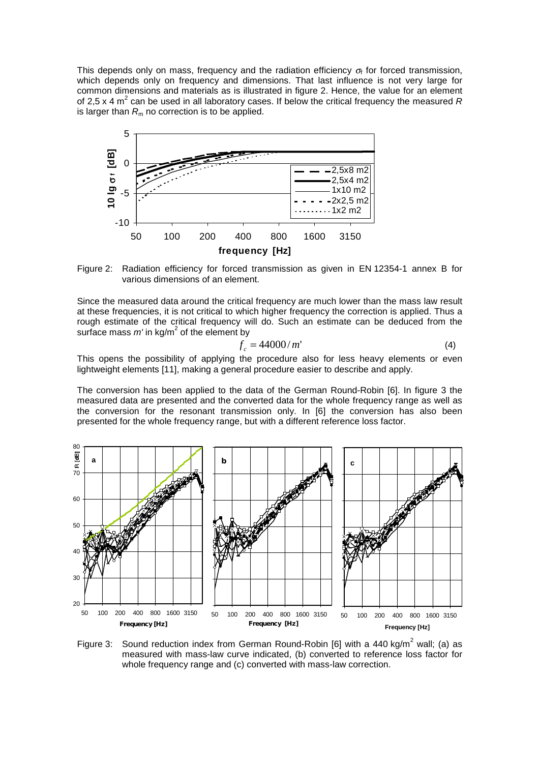This depends only on mass, frequency and the radiation efficiency $\sigma_f$ for forced transmission, which depends only on frequency and dimensions. That last influence is not very large for common dimensions and materials as is illustrated in figure 2. Hence, the value for an element of 2,5 x 4 m$^2$ can be used in all laboratory cases. If below the critical frequency the measured $R$ is larger than $R_m$ no correction is to be applied.

5
0
-5
-10
10 lg σ f [dB]
50 100 200 400 800 1600 3150
frequency [Hz]
2,5x8 m2
2,5x4 m2
1x10 m2
2x2,5 m2
1x2 m2

Figure 2: Radiation efficiency for forced transmission as given in EN 12354-1 annex B for various dimensions of an element.

Since the measured data around the critical frequency are much lower than the mass law result at these frequencies, it is not critical to which higher frequency the correction is applied. Thus a rough estimate of the critical frequency will do. Such an estimate can be deduced from the surface mass $m'$ in kg/m$^2$ of the element by

$$f_c = 44000 / m' \tag{4}$$

This opens the possibility of applying the procedure also for less heavy elements or even lightweight elements [11], making a general procedure easier to describe and apply.

The conversion has been applied to the data of the German Round-Robin [6]. In figure 3 the measured data are presented and the converted data for the whole frequency range as well as the conversion for the resonant transmission only. In [6] the conversion has also been presented for the whole frequency range, but with a different reference loss factor.

R [dB]
80
70
60
50
40
30
20
a
b
c
50 100 200 400 800 1600 3150
Frequency [Hz]

Figure 3: Sound reduction index from German Round-Robin [6] with a 440 kg/m$^2$ wall; (a) as measured with mass-law curve indicated, (b) converted to reference loss factor for whole frequency range and (c) converted with mass-law correction.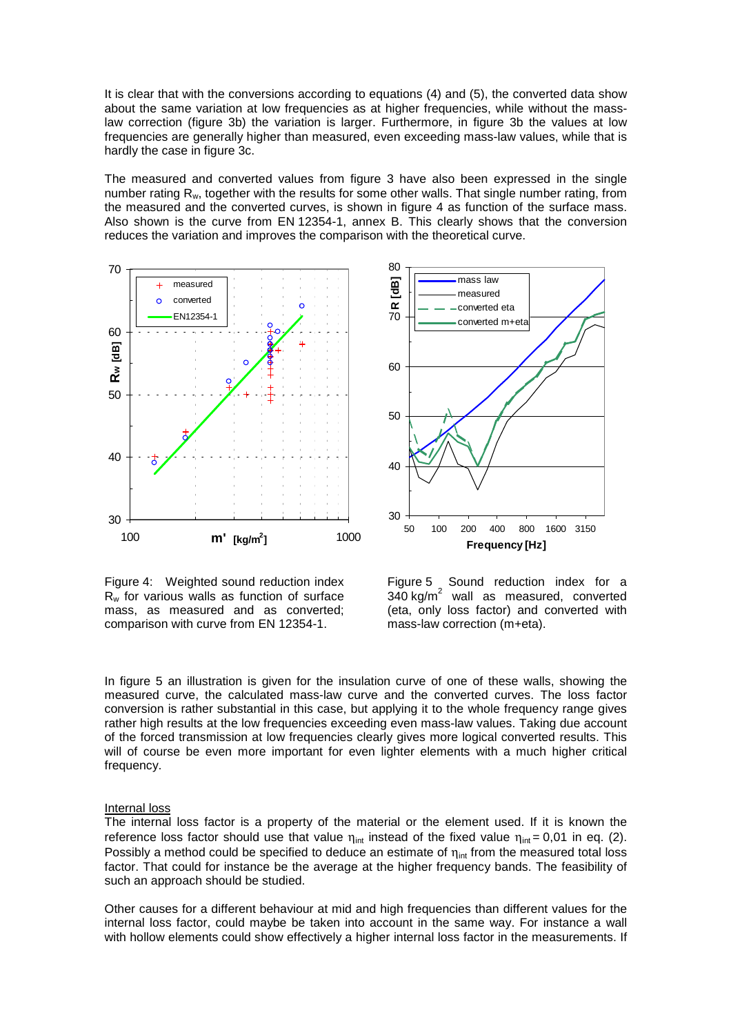It is clear that with the conversions according to equations (4) and (5), the converted data show about the same variation at low frequencies as at higher frequencies, while without the mass-law correction (figure 3b) the variation is larger. Furthermore, in figure 3b the values at low frequencies are generally higher than measured, even exceeding mass-law values, while that is hardly the case in figure 3c.

The measured and converted values from figure 3 have also been expressed in the single number rating $R_w$, together with the results for some other walls. That single number rating, from the measured and the converted curves, is shown in figure 4 as function of the surface mass. Also shown is the curve from EN 12354-1, annex B. This clearly shows that the conversion reduces the variation and improves the comparison with the theoretical curve.

measured
converted
EN12354-1
Rw [dB]
70
60
50
40
30
100
m' [kg/m²]
1000

Figure 4: Weighted sound reduction index $R_w$ for various walls as function of surface mass, as measured and as converted; comparison with curve from EN 12354-1.

mass law
measured
converted eta
converted m+eta
R [dB]
80
70
60
50
40
30
50
100
200
400
800
1600
3150
Frequency [Hz]

Figure 5 Sound reduction index for a 340 kg/m² wall as measured, converted (eta, only loss factor) and converted with mass-law correction (m+eta).

In figure 5 an illustration is given for the insulation curve of one of these walls, showing the measured curve, the calculated mass-law curve and the converted curves. The loss factor conversion is rather substantial in this case, but applying it to the whole frequency range gives rather high results at the low frequencies exceeding even mass-law values. Taking due account of the forced transmission at low frequencies clearly gives more logical converted results. This will of course be even more important for even lighter elements with a much higher critical frequency.

## Internal loss

The internal loss factor is a property of the material or the element used. If it is known the reference loss factor should use that value $\eta_{int}$ instead of the fixed value $\eta_{int} = 0{,}01$ in eq. (2). Possibly a method could be specified to deduce an estimate of $\eta_{int}$ from the measured total loss factor. That could for instance be the average at the higher frequency bands. The feasibility of such an approach should be studied.

Other causes for a different behaviour at mid and high frequencies than different values for the internal loss factor, could maybe be taken into account in the same way. For instance a wall with hollow elements could show effectively a higher internal loss factor in the measurements. If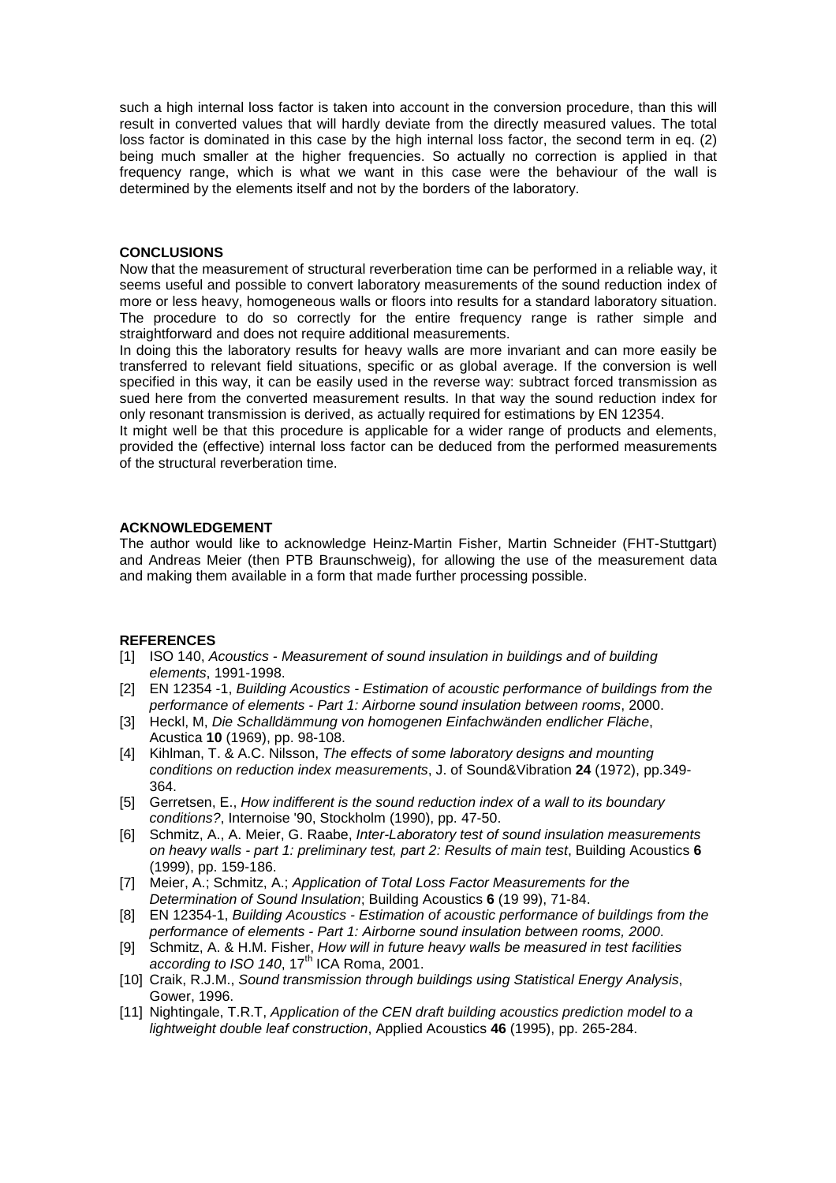such a high internal loss factor is taken into account in the conversion procedure, than this will result in converted values that will hardly deviate from the directly measured values. The total loss factor is dominated in this case by the high internal loss factor, the second term in eq. (2) being much smaller at the higher frequencies. So actually no correction is applied in that frequency range, which is what we want in this case were the behaviour of the wall is determined by the elements itself and not by the borders of the laboratory.

## CONCLUSIONS

Now that the measurement of structural reverberation time can be performed in a reliable way, it seems useful and possible to convert laboratory measurements of the sound reduction index of more or less heavy, homogeneous walls or floors into results for a standard laboratory situation. The procedure to do so correctly for the entire frequency range is rather simple and straightforward and does not require additional measurements.

In doing this the laboratory results for heavy walls are more invariant and can more easily be transferred to relevant field situations, specific or as global average. If the conversion is well specified in this way, it can be easily used in the reverse way: subtract forced transmission as sued here from the converted measurement results. In that way the sound reduction index for only resonant transmission is derived, as actually required for estimations by EN 12354.

It might well be that this procedure is applicable for a wider range of products and elements, provided the (effective) internal loss factor can be deduced from the performed measurements of the structural reverberation time.

## ACKNOWLEDGEMENT

The author would like to acknowledge Heinz-Martin Fisher, Martin Schneider (FHT-Stuttgart) and Andreas Meier (then PTB Braunschweig), for allowing the use of the measurement data and making them available in a form that made further processing possible.

## REFERENCES

[1] ISO 140, *Acoustics - Measurement of sound insulation in buildings and of building elements*, 1991-1998.

[2] EN 12354 -1, *Building Acoustics - Estimation of acoustic performance of buildings from the performance of elements - Part 1: Airborne sound insulation between rooms*, 2000.

[3] Heckl, M, *Die Schalldämmung von homogenen Einfachwänden endlicher Fläche*, Acustica **10** (1969), pp. 98-108.

[4] Kihlman, T. & A.C. Nilsson, *The effects of some laboratory designs and mounting conditions on reduction index measurements*, J. of Sound&Vibration **24** (1972), pp.349-364.

[5] Gerretsen, E., *How indifferent is the sound reduction index of a wall to its boundary conditions?*, Internoise '90, Stockholm (1990), pp. 47-50.

[6] Schmitz, A., A. Meier, G. Raabe, *Inter-Laboratory test of sound insulation measurements on heavy walls - part 1: preliminary test, part 2: Results of main test*, Building Acoustics **6** (1999), pp. 159-186.

[7] Meier, A.; Schmitz, A.; *Application of Total Loss Factor Measurements for the Determination of Sound Insulation*; Building Acoustics **6** (19 99), 71-84.

[8] EN 12354-1, *Building Acoustics - Estimation of acoustic performance of buildings from the performance of elements - Part 1: Airborne sound insulation between rooms, 2000*.

[9] Schmitz, A. & H.M. Fisher, *How will in future heavy walls be measured in test facilities according to ISO 140*, 17th ICA Roma, 2001.

[10] Craik, R.J.M., *Sound transmission through buildings using Statistical Energy Analysis*, Gower, 1996.

[11] Nightingale, T.R.T, *Application of the CEN draft building acoustics prediction model to a lightweight double leaf construction*, Applied Acoustics **46** (1995), pp. 265-284.